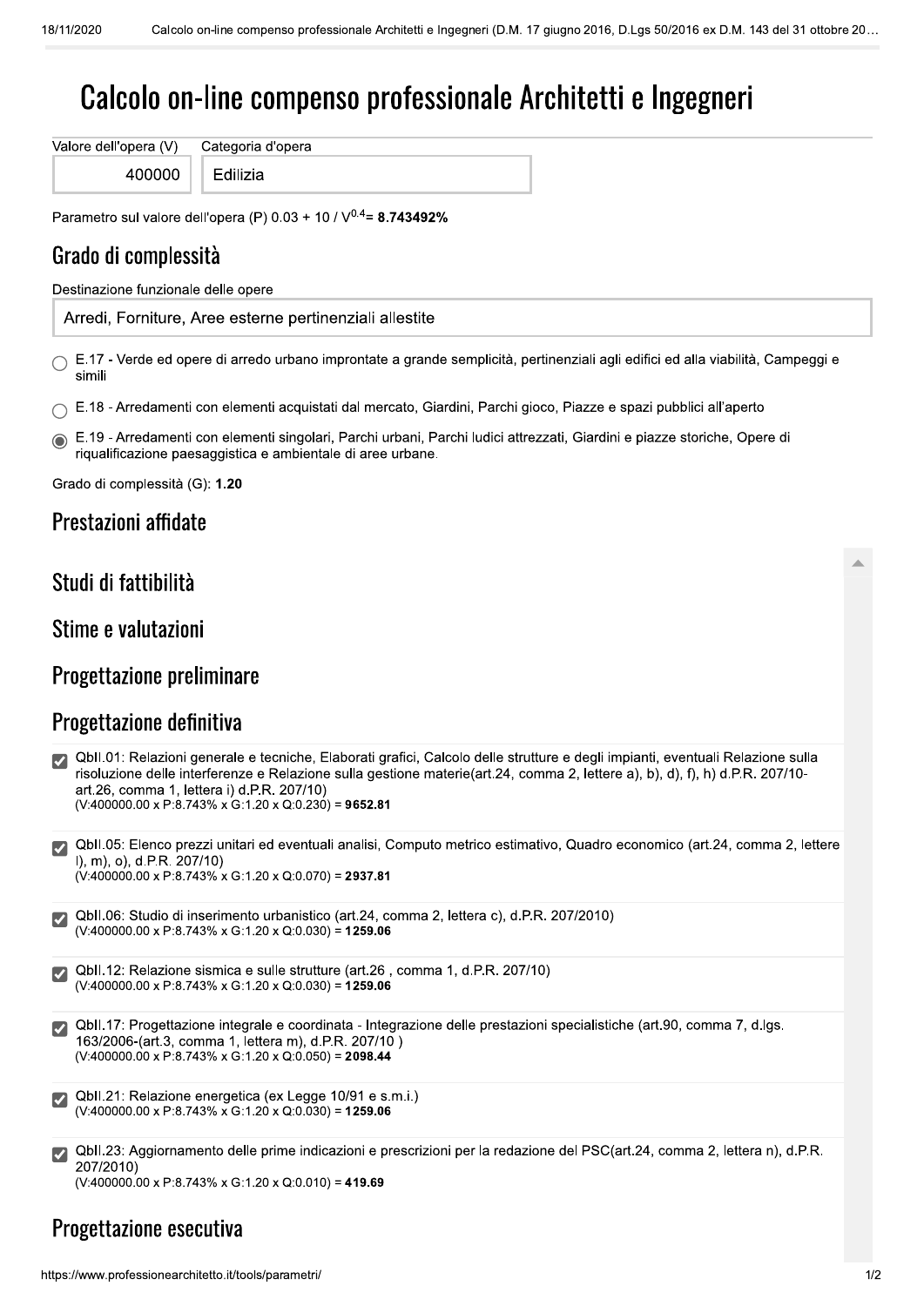# Calcolo on-line compenso professionale Architetti e Ingegneri

| Valore dell'opera (V) | Categoria d'opera |
|---|---|
| 400000 | Edilizia |

Parametro sul valore dell'opera (P) $0.03 + 10 / V^{0.4}$= **8.743492%**

## Grado di complessità

Destinazione funzionale delle opere

Arredi, Forniture, Aree esterne pertinenziali allestite

- ○ E.17 - Verde ed opere di arredo urbano improntate a grande semplicità, pertinenziali agli edifici ed alla viabilità, Campeggi e simili
- ○ E.18 - Arredamenti con elementi acquistati dal mercato, Giardini, Parchi gioco, Piazze e spazi pubblici all'aperto
- ◉ E.19 - Arredamenti con elementi singolari, Parchi urbani, Parchi ludici attrezzati, Giardini e piazze storiche, Opere di riqualificazione paesaggistica e ambientale di aree urbane.

Grado di complessità (G): **1.20**

## Prestazioni affidate

## Studi di fattibilità

## Stime e valutazioni

## Progettazione preliminare

## Progettazione definitiva

- [x] QbII.01: Relazioni generale e tecniche, Elaborati grafici, Calcolo delle strutture e degli impianti, eventuali Relazione sulla risoluzione delle interferenze e Relazione sulla gestione materie(art.24, comma 2, lettere a), b), d), f), h) d.P.R. 207/10-art.26, comma 1, lettera i) d.P.R. 207/10)
  (V:400000.00 x P:8.743% x G:1.20 x Q:0.230) = **9652.81**

- [x] QbII.05: Elenco prezzi unitari ed eventuali analisi, Computo metrico estimativo, Quadro economico (art.24, comma 2, lettere l), m), o), d.P.R. 207/10)
  (V:400000.00 x P:8.743% x G:1.20 x Q:0.070) = **2937.81**

- [x] QbII.06: Studio di inserimento urbanistico (art.24, comma 2, lettera c), d.P.R. 207/2010)
  (V:400000.00 x P:8.743% x G:1.20 x Q:0.030) = **1259.06**

- [x] QbII.12: Relazione sismica e sulle strutture (art.26 , comma 1, d.P.R. 207/10)
  (V:400000.00 x P:8.743% x G:1.20 x Q:0.030) = **1259.06**

- [x] QbII.17: Progettazione integrale e coordinata - Integrazione delle prestazioni specialistiche (art.90, comma 7, d.lgs. 163/2006-(art.3, comma 1, lettera m), d.P.R. 207/10 )
  (V:400000.00 x P:8.743% x G:1.20 x Q:0.050) = **2098.44**

- [x] QbII.21: Relazione energetica (ex Legge 10/91 e s.m.i.)
  (V:400000.00 x P:8.743% x G:1.20 x Q:0.030) = **1259.06**

- [x] QbII.23: Aggiornamento delle prime indicazioni e prescrizioni per la redazione del PSC(art.24, comma 2, lettera n), d.P.R. 207/2010)
  (V:400000.00 x P:8.743% x G:1.20 x Q:0.010) = **419.69**

## Progettazione esecutiva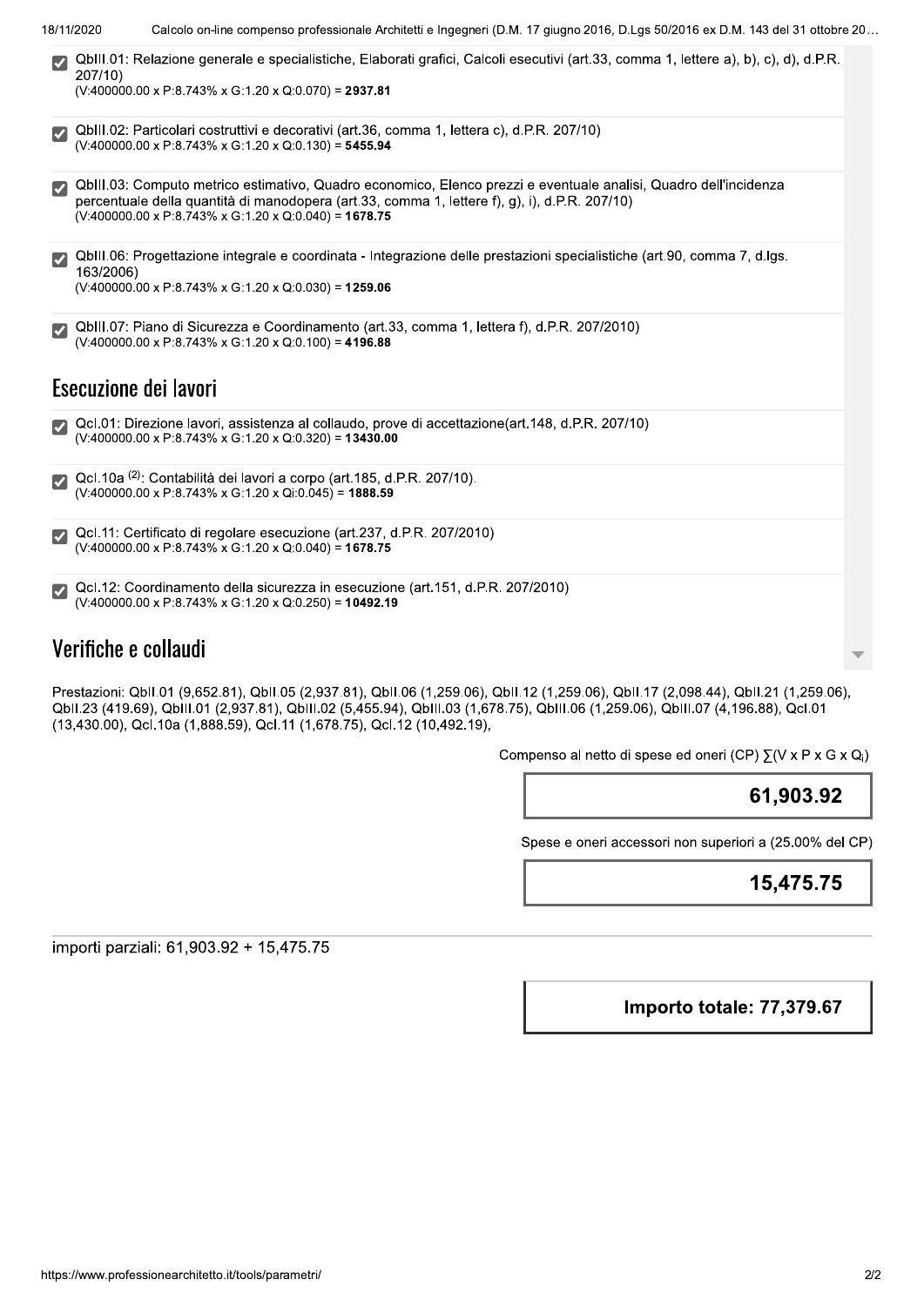- [x] QbIII.01: Relazione generale e specialistiche, Elaborati grafici, Calcoli esecutivi (art.33, comma 1, lettere a), b), c), d), d.P.R. 207/10)
(V:400000.00 x P:8.743% x G:1.20 x Q:0.070) = **2937.81**

- [x] QbIII.02: Particolari costruttivi e decorativi (art.36, comma 1, lettera c), d.P.R. 207/10)
(V:400000.00 x P:8.743% x G:1.20 x Q:0.130) = **5455.94**

- [x] QbIII.03: Computo metrico estimativo, Quadro economico, Elenco prezzi e eventuale analisi, Quadro dell'incidenza percentuale della quantità di manodopera (art.33, comma 1, lettere f), g), i), d.P.R. 207/10)
(V:400000.00 x P:8.743% x G:1.20 x Q:0.040) = **1678.75**

- [x] QbIII.06: Progettazione integrale e coordinata - Integrazione delle prestazioni specialistiche (art.90, comma 7, d.lgs. 163/2006)
(V:400000.00 x P:8.743% x G:1.20 x Q:0.030) = **1259.06**

- [x] QbIII.07: Piano di Sicurezza e Coordinamento (art.33, comma 1, lettera f), d.P.R. 207/2010)
(V:400000.00 x P:8.743% x G:1.20 x Q:0.100) = **4196.88**

## Esecuzione dei lavori

- [x] QcI.01: Direzione lavori, assistenza al collaudo, prove di accettazione(art.148, d.P.R. 207/10)
(V:400000.00 x P:8.743% x G:1.20 x Q:0.320) = **13430.00**

- [x] QcI.10a [(2)]: Contabilità dei lavori a corpo (art.185, d.P.R. 207/10).
(V:400000.00 x P:8.743% x G:1.20 x Qi:0.045) = **1888.59**

- [x] QcI.11: Certificato di regolare esecuzione (art.237, d.P.R. 207/2010)
(V:400000.00 x P:8.743% x G:1.20 x Q:0.040) = **1678.75**

- [x] QcI.12: Coordinamento della sicurezza in esecuzione (art.151, d.P.R. 207/2010)
(V:400000.00 x P:8.743% x G:1.20 x Q:0.250) = **10492.19**

## Verifiche e collaudi

Prestazioni: QbII.01 (9,652.81), QbII.05 (2,937.81), QbII.06 (1,259.06), QbII.12 (1,259.06), QbII.17 (2,098.44), QbII.21 (1,259.06), QbII.23 (419.69), QbIII.01 (2,937.81), QbIII.02 (5,455.94), QbIII.03 (1,678.75), QbIII.06 (1,259.06), QbIII.07 (4,196.88), QcI.01 (13,430.00), QcI.10a (1,888.59), QcI.11 (1,678.75), QcI.12 (10,492.19),

Compenso al netto di spese ed oneri (CP) $\sum(V \times P \times G \times Q_i)$

**61,903.92**

Spese e oneri accessori non superiori a (25.00% del CP)

**15,475.75**

importi parziali: 61,903.92 + 15,475.75

**Importo totale: 77,379.67**